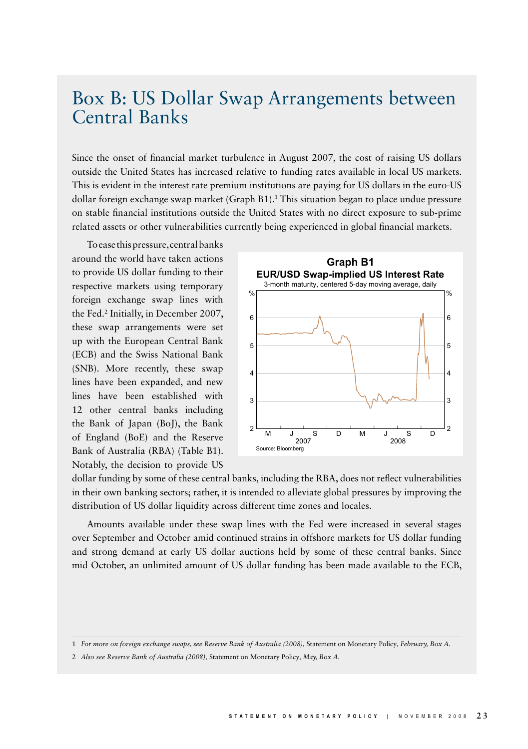# Box B: US Dollar Swap Arrangements between Central Banks

Since the onset of financial market turbulence in August 2007, the cost of raising US dollars outside the United States has increased relative to funding rates available in local US markets. This is evident in the interest rate premium institutions are paying for US dollars in the euro-US dollar foreign exchange swap market (Graph B1).[1] This situation began to place undue pressure on stable financial institutions outside the United States with no direct exposure to sub-prime related assets or other vulnerabilities currently being experienced in global financial markets.

To ease this pressure, central banks around the world have taken actions to provide US dollar funding to their respective markets using temporary foreign exchange swap lines with the Fed.[2] Initially, in December 2007, these swap arrangements were set up with the European Central Bank (ECB) and the Swiss National Bank (SNB). More recently, these swap lines have been expanded, and new lines have been established with 12 other central banks including the Bank of Japan (BoJ), the Bank of England (BoE) and the Reserve Bank of Australia (RBA) (Table B1). Notably, the decision to provide US dollar funding by some of these central banks, including the RBA, does not reflect vulnerabilities in their own banking sectors; rather, it is intended to alleviate global pressures by improving the distribution of US dollar liquidity across different time zones and locales.

**Graph B1**
**EUR/USD Swap-implied US Interest Rate**
3-month maturity, centered 5-day moving average, daily

Source: Bloomberg

Amounts available under these swap lines with the Fed were increased in several stages over September and October amid continued strains in offshore markets for US dollar funding and strong demand at early US dollar auctions held by some of these central banks. Since mid October, an unlimited amount of US dollar funding has been made available to the ECB,

1 *For more on foreign exchange swaps, see Reserve Bank of Australia (2008),* Statement on Monetary Policy, *February, Box A.*

2 *Also see Reserve Bank of Australia (2008),* Statement on Monetary Policy, *May, Box A.*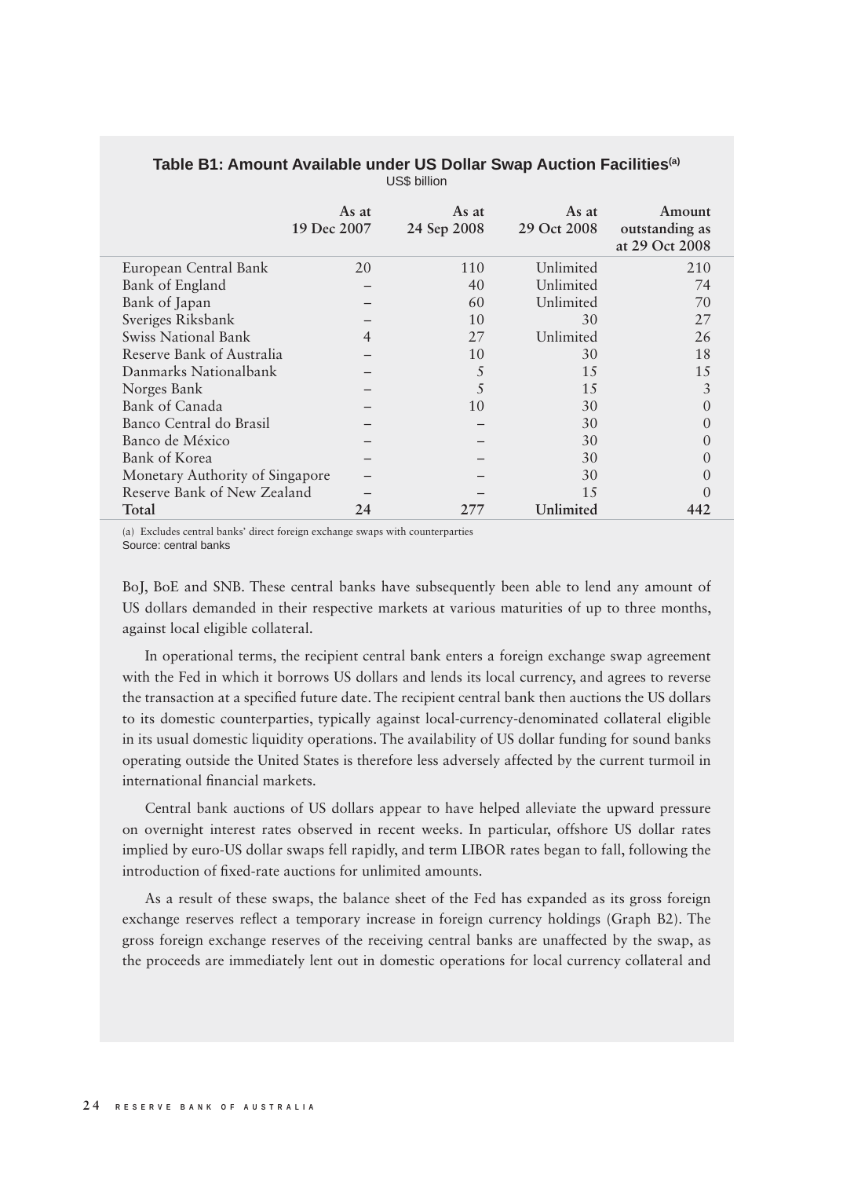**Table B1: Amount Available under US Dollar Swap Auction Facilities[(a)]**
US$ billion

| | As at 19 Dec 2007 | As at 24 Sep 2008 | As at 29 Oct 2008 | Amount outstanding as at 29 Oct 2008 |
|---|---|---|---|---|
| European Central Bank | 20 | 110 | Unlimited | 210 |
| Bank of England | – | 40 | Unlimited | 74 |
| Bank of Japan | – | 60 | Unlimited | 70 |
| Sveriges Riksbank | – | 10 | 30 | 27 |
| Swiss National Bank | 4 | 27 | Unlimited | 26 |
| Reserve Bank of Australia | – | 10 | 30 | 18 |
| Danmarks Nationalbank | – | 5 | 15 | 15 |
| Norges Bank | – | 5 | 15 | 3 |
| Bank of Canada | – | 10 | 30 | 0 |
| Banco Central do Brasil | – | – | 30 | 0 |
| Banco de México | – | – | 30 | 0 |
| Bank of Korea | – | – | 30 | 0 |
| Monetary Authority of Singapore | – | – | 30 | 0 |
| Reserve Bank of New Zealand | – | – | 15 | 0 |
| **Total** | **24** | **277** | **Unlimited** | **442** |

(a) Excludes central banks' direct foreign exchange swaps with counterparties
Source: central banks

BoJ, BoE and SNB. These central banks have subsequently been able to lend any amount of US dollars demanded in their respective markets at various maturities of up to three months, against local eligible collateral.

In operational terms, the recipient central bank enters a foreign exchange swap agreement with the Fed in which it borrows US dollars and lends its local currency, and agrees to reverse the transaction at a specified future date. The recipient central bank then auctions the US dollars to its domestic counterparties, typically against local-currency-denominated collateral eligible in its usual domestic liquidity operations. The availability of US dollar funding for sound banks operating outside the United States is therefore less adversely affected by the current turmoil in international financial markets.

Central bank auctions of US dollars appear to have helped alleviate the upward pressure on overnight interest rates observed in recent weeks. In particular, offshore US dollar rates implied by euro-US dollar swaps fell rapidly, and term LIBOR rates began to fall, following the introduction of fixed-rate auctions for unlimited amounts.

As a result of these swaps, the balance sheet of the Fed has expanded as its gross foreign exchange reserves reflect a temporary increase in foreign currency holdings (Graph B2). The gross foreign exchange reserves of the receiving central banks are unaffected by the swap, as the proceeds are immediately lent out in domestic operations for local currency collateral and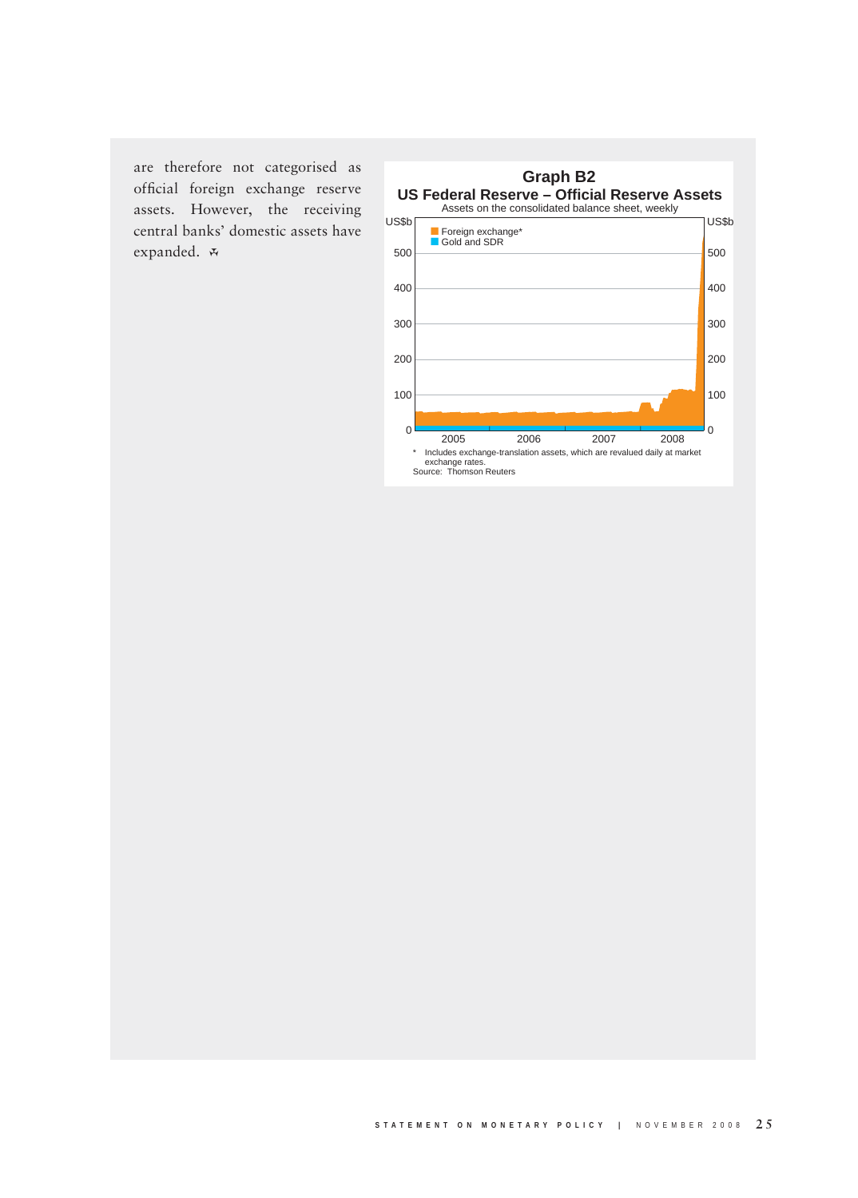are therefore not categorised as official foreign exchange reserve assets. However, the receiving central banks' domestic assets have expanded.

**Graph B2**

**US Federal Reserve – Official Reserve Assets**

Assets on the consolidated balance sheet, weekly

US$b

Foreign exchange*

Gold and SDR

500

400

300

200

100

0

2005

2006

2007

2008

\* Includes exchange-translation assets, which are revalued daily at market exchange rates.

Source: Thomson Reuters